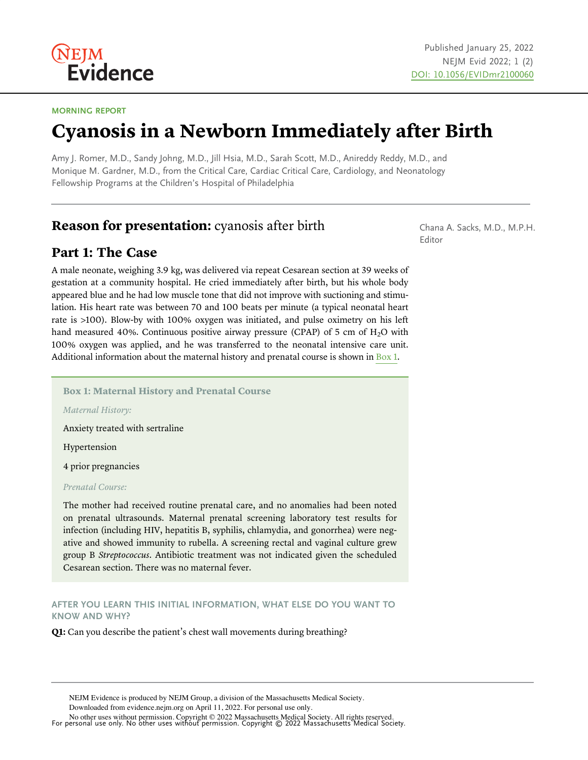MORNING REPORT

# Cyanosis in a Newborn Immediately after Birth

Amy J. Romer, M.D., Sandy Johng, M.D., Jill Hsia, M.D., Sarah Scott, M.D., Anireddy Reddy, M.D., and Monique M. Gardner, M.D., from the Critical Care, Cardiac Critical Care, Cardiology, and Neonatology Fellowship Programs at the Children's Hospital of Philadelphia

Chana A. Sacks, M.D., M.P.H.
Editor

## Reason for presentation: cyanosis after birth

## Part 1: The Case

A male neonate, weighing 3.9 kg, was delivered via repeat Cesarean section at 39 weeks of gestation at a community hospital. He cried immediately after birth, but his whole body appeared blue and he had low muscle tone that did not improve with suctioning and stimulation. His heart rate was between 70 and 100 beats per minute (a typical neonatal heart rate is >100). Blow-by with 100% oxygen was initiated, and pulse oximetry on his left hand measured 40%. Continuous positive airway pressure (CPAP) of 5 cm of $H_2O$ with 100% oxygen was applied, and he was transferred to the neonatal intensive care unit. Additional information about the maternal history and prenatal course is shown in Box 1.

> **Box 1: Maternal History and Prenatal Course**
>
> *Maternal History:*
>
> Anxiety treated with sertraline
>
> Hypertension
>
> 4 prior pregnancies
>
> *Prenatal Course:*
>
> The mother had received routine prenatal care, and no anomalies had been noted on prenatal ultrasounds. Maternal prenatal screening laboratory test results for infection (including HIV, hepatitis B, syphilis, chlamydia, and gonorrhea) were negative and showed immunity to rubella. A screening rectal and vaginal culture grew group B *Streptococcus*. Antibiotic treatment was not indicated given the scheduled Cesarean section. There was no maternal fever.

AFTER YOU LEARN THIS INITIAL INFORMATION, WHAT ELSE DO YOU WANT TO KNOW AND WHY?

**Q1:** Can you describe the patient's chest wall movements during breathing?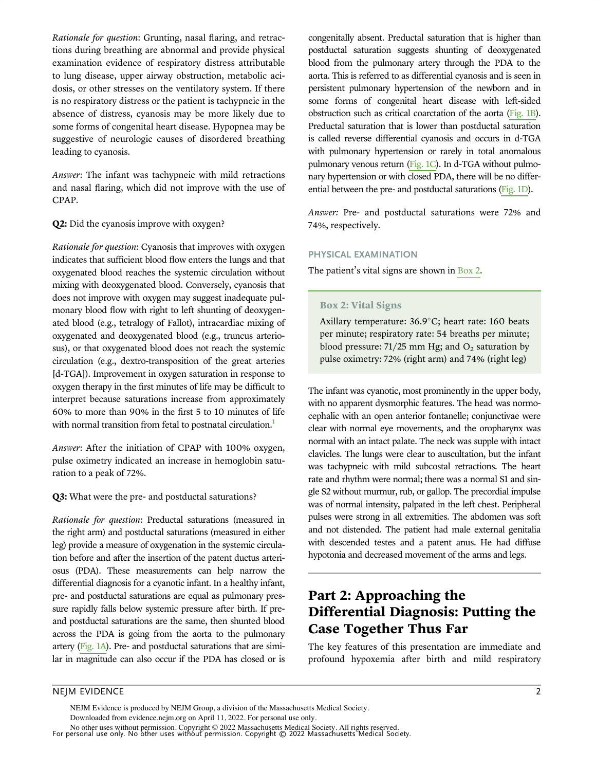*Rationale for question*: Grunting, nasal flaring, and retractions during breathing are abnormal and provide physical examination evidence of respiratory distress attributable to lung disease, upper airway obstruction, metabolic acidosis, or other stresses on the ventilatory system. If there is no respiratory distress or the patient is tachypneic in the absence of distress, cyanosis may be more likely due to some forms of congenital heart disease. Hypopnea may be suggestive of neurologic causes of disordered breathing leading to cyanosis.

*Answer*: The infant was tachypneic with mild retractions and nasal flaring, which did not improve with the use of CPAP.

**Q2:** Did the cyanosis improve with oxygen?

*Rationale for question*: Cyanosis that improves with oxygen indicates that sufficient blood flow enters the lungs and that oxygenated blood reaches the systemic circulation without mixing with deoxygenated blood. Conversely, cyanosis that does not improve with oxygen may suggest inadequate pulmonary blood flow with right to left shunting of deoxygenated blood (e.g., tetralogy of Fallot), intracardiac mixing of oxygenated and deoxygenated blood (e.g., truncus arteriosus), or that oxygenated blood does not reach the systemic circulation (e.g., dextro-transposition of the great arteries [d-TGA]). Improvement in oxygen saturation in response to oxygen therapy in the first minutes of life may be difficult to interpret because saturations increase from approximately 60% to more than 90% in the first 5 to 10 minutes of life with normal transition from fetal to postnatal circulation.[1]

*Answer*: After the initiation of CPAP with 100% oxygen, pulse oximetry indicated an increase in hemoglobin saturation to a peak of 72%.

**Q3:** What were the pre- and postductal saturations?

*Rationale for question*: Preductal saturations (measured in the right arm) and postductal saturations (measured in either leg) provide a measure of oxygenation in the systemic circulation before and after the insertion of the patent ductus arteriosus (PDA). These measurements can help narrow the differential diagnosis for a cyanotic infant. In a healthy infant, pre- and postductal saturations are equal as pulmonary pressure rapidly falls below systemic pressure after birth. If pre- and postductal saturations are the same, then shunted blood across the PDA is going from the aorta to the pulmonary artery (Fig. 1A). Pre- and postductal saturations that are similar in magnitude can also occur if the PDA has closed or is congenitally absent. Preductal saturation that is higher than postductal saturation suggests shunting of deoxygenated blood from the pulmonary artery through the PDA to the aorta. This is referred to as differential cyanosis and is seen in persistent pulmonary hypertension of the newborn and in some forms of congenital heart disease with left-sided obstruction such as critical coarctation of the aorta (Fig. 1B). Preductal saturation that is lower than postductal saturation is called reverse differential cyanosis and occurs in d-TGA with pulmonary hypertension or rarely in total anomalous pulmonary venous return (Fig. 1C). In d-TGA without pulmonary hypertension or with closed PDA, there will be no differential between the pre- and postductal saturations (Fig. 1D).

*Answer:* Pre- and postductal saturations were 72% and 74%, respectively.

### PHYSICAL EXAMINATION

The patient's vital signs are shown in Box 2.

> **Box 2: Vital Signs**
>
> Axillary temperature: 36.9°C; heart rate: 160 beats per minute; respiratory rate: 54 breaths per minute; blood pressure: 71/25 mm Hg; and $O_2$ saturation by pulse oximetry: 72% (right arm) and 74% (right leg)

The infant was cyanotic, most prominently in the upper body, with no apparent dysmorphic features. The head was normocephalic with an open anterior fontanelle; conjunctivae were clear with normal eye movements, and the oropharynx was normal with an intact palate. The neck was supple with intact clavicles. The lungs were clear to auscultation, but the infant was tachypneic with mild subcostal retractions. The heart rate and rhythm were normal; there was a normal S1 and single S2 without murmur, rub, or gallop. The precordial impulse was of normal intensity, palpated in the left chest. Peripheral pulses were strong in all extremities. The abdomen was soft and not distended. The patient had male external genitalia with descended testes and a patent anus. He had diffuse hypotonia and decreased movement of the arms and legs.

## Part 2: Approaching the Differential Diagnosis: Putting the Case Together Thus Far

The key features of this presentation are immediate and profound hypoxemia after birth and mild respiratory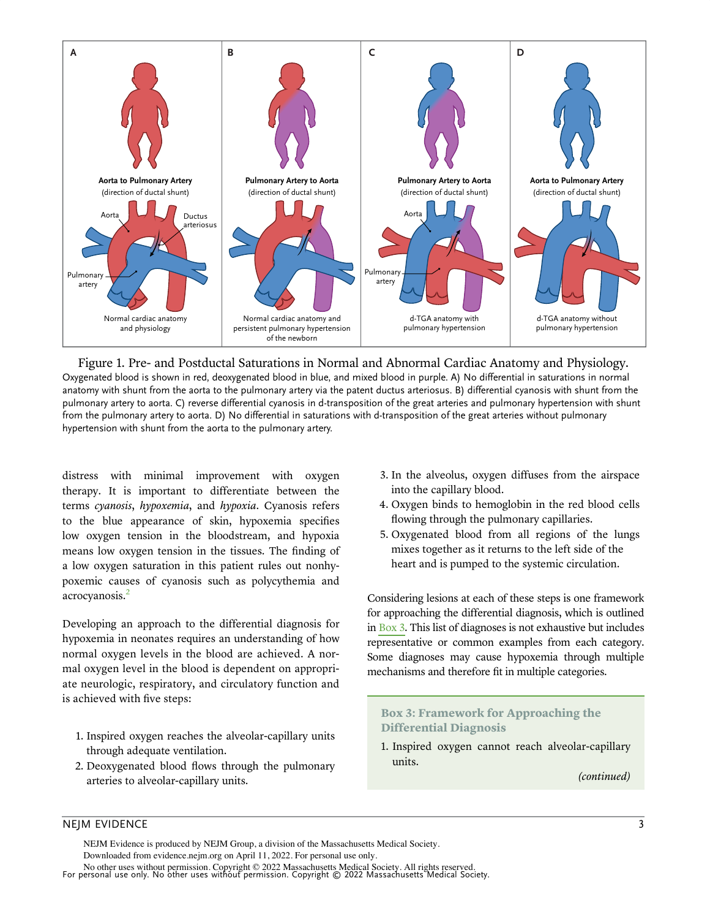Figure 1. Pre- and Postductal Saturations in Normal and Abnormal Cardiac Anatomy and Physiology.
Oxygenated blood is shown in red, deoxygenated blood in blue, and mixed blood in purple. A) No differential in saturations in normal anatomy with shunt from the aorta to the pulmonary artery via the patent ductus arteriosus. B) differential cyanosis with shunt from the pulmonary artery to aorta. C) reverse differential cyanosis in d-transposition of the great arteries and pulmonary hypertension with shunt from the pulmonary artery to aorta. D) No differential in saturations with d-transposition of the great arteries without pulmonary hypertension with shunt from the aorta to the pulmonary artery.

distress with minimal improvement with oxygen therapy. It is important to differentiate between the terms *cyanosis*, *hypoxemia*, and *hypoxia*. Cyanosis refers to the blue appearance of skin, hypoxemia specifies low oxygen tension in the bloodstream, and hypoxia means low oxygen tension in the tissues. The finding of a low oxygen saturation in this patient rules out nonhypoxemic causes of cyanosis such as polycythemia and acrocyanosis.[2]

Developing an approach to the differential diagnosis for hypoxemia in neonates requires an understanding of how normal oxygen levels in the blood are achieved. A normal oxygen level in the blood is dependent on appropriate neurologic, respiratory, and circulatory function and is achieved with five steps:

1. Inspired oxygen reaches the alveolar-capillary units through adequate ventilation.
2. Deoxygenated blood flows through the pulmonary arteries to alveolar-capillary units.
3. In the alveolus, oxygen diffuses from the airspace into the capillary blood.
4. Oxygen binds to hemoglobin in the red blood cells flowing through the pulmonary capillaries.
5. Oxygenated blood from all regions of the lungs mixes together as it returns to the left side of the heart and is pumped to the systemic circulation.

Considering lesions at each of these steps is one framework for approaching the differential diagnosis, which is outlined in Box 3. This list of diagnoses is not exhaustive but includes representative or common examples from each category. Some diagnoses may cause hypoxemia through multiple mechanisms and therefore fit in multiple categories.

**Box 3: Framework for Approaching the Differential Diagnosis**

1. Inspired oxygen cannot reach alveolar-capillary units.

*(continued)*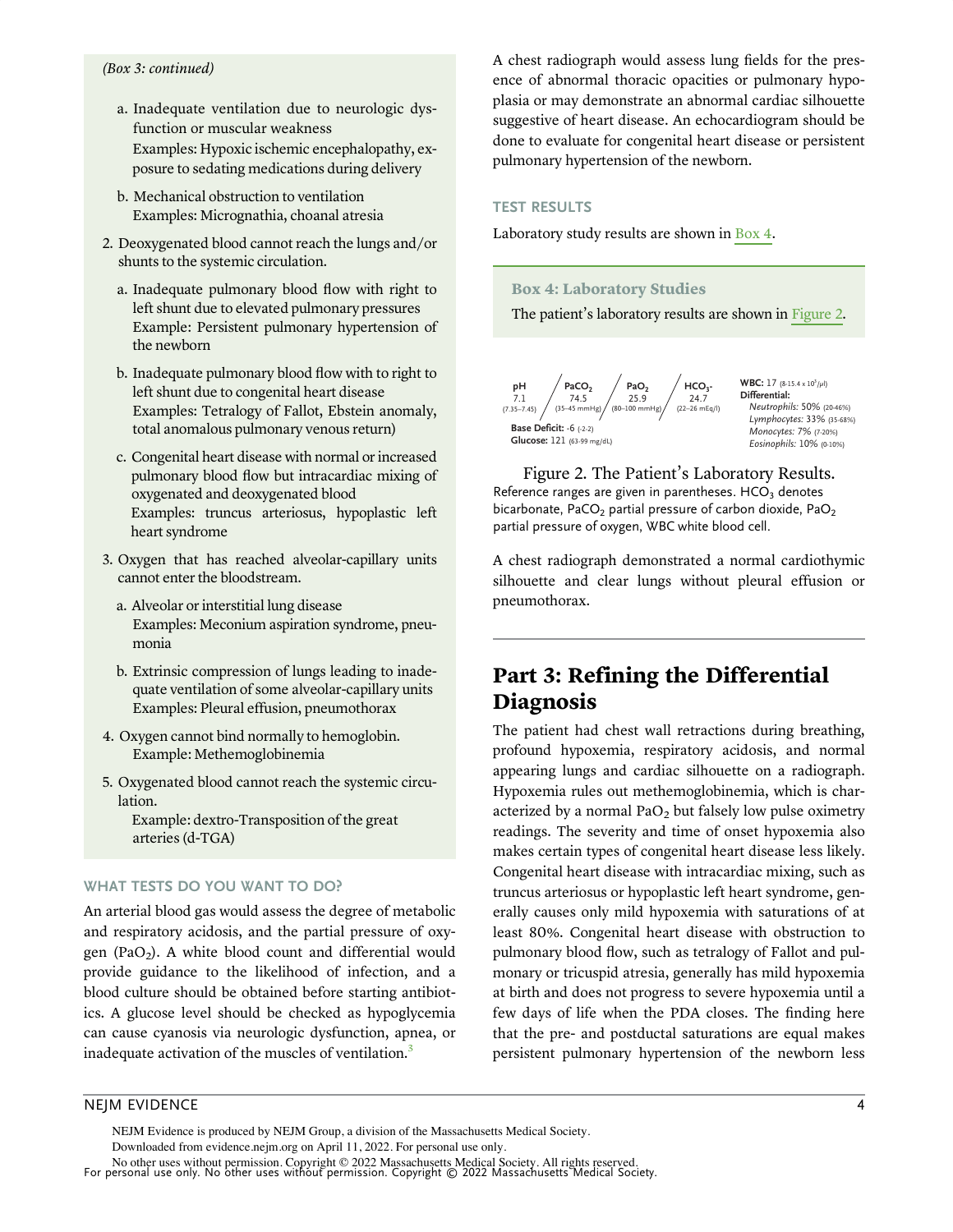*(Box 3: continued)*

a. Inadequate ventilation due to neurologic dysfunction or muscular weakness
   Examples: Hypoxic ischemic encephalopathy, exposure to sedating medications during delivery

b. Mechanical obstruction to ventilation
   Examples: Micrognathia, choanal atresia

2. Deoxygenated blood cannot reach the lungs and/or shunts to the systemic circulation.

   a. Inadequate pulmonary blood flow with right to left shunt due to elevated pulmonary pressures
      Example: Persistent pulmonary hypertension of the newborn

   b. Inadequate pulmonary blood flow with to right to left shunt due to congenital heart disease
      Examples: Tetralogy of Fallot, Ebstein anomaly, total anomalous pulmonary venous return)

   c. Congenital heart disease with normal or increased pulmonary blood flow but intracardiac mixing of oxygenated and deoxygenated blood
      Examples: truncus arteriosus, hypoplastic left heart syndrome

3. Oxygen that has reached alveolar-capillary units cannot enter the bloodstream.

   a. Alveolar or interstitial lung disease
      Examples: Meconium aspiration syndrome, pneumonia

   b. Extrinsic compression of lungs leading to inadequate ventilation of some alveolar-capillary units
      Examples: Pleural effusion, pneumothorax

4. Oxygen cannot bind normally to hemoglobin.
   Example: Methemoglobinemia

5. Oxygenated blood cannot reach the systemic circulation.
   Example: dextro-Transposition of the great arteries (d-TGA)

### WHAT TESTS DO YOU WANT TO DO?

An arterial blood gas would assess the degree of metabolic and respiratory acidosis, and the partial pressure of oxygen ($PaO_2$). A white blood count and differential would provide guidance to the likelihood of infection, and a blood culture should be obtained before starting antibiotics. A glucose level should be checked as hypoglycemia can cause cyanosis via neurologic dysfunction, apnea, or inadequate activation of the muscles of ventilation.[3]

A chest radiograph would assess lung fields for the presence of abnormal thoracic opacities or pulmonary hypoplasia or may demonstrate an abnormal cardiac silhouette suggestive of heart disease. An echocardiogram should be done to evaluate for congenital heart disease or persistent pulmonary hypertension of the newborn.

### TEST RESULTS

Laboratory study results are shown in Box 4.

**Box 4: Laboratory Studies**

The patient's laboratory results are shown in Figure 2.

| pH | $PaCO_2$ | $PaO_2$ | $HCO_3^-$ |
|---|---|---|---|
| 7.1 (7.35–7.45) | 74.5 (35–45 mmHg) | 25.9 (80–100 mmHg) | 24.7 (22–26 mEq/l) |

**Base Deficit:** -6 (-2-2)
**Glucose:** 121 (63-99 mg/dL)

**WBC:** 17 (8-15.4 x $10^3$/µl)
**Differential:**
*Neutrophils:* 50% (20-46%)
*Lymphocytes:* 33% (35-68%)
*Monocytes:* 7% (7-20%)
*Eosinophils:* 10% (0-10%)

Figure 2. The Patient's Laboratory Results.
Reference ranges are given in parentheses. $HCO_3$ denotes bicarbonate, $PaCO_2$ partial pressure of carbon dioxide, $PaO_2$ partial pressure of oxygen, WBC white blood cell.

A chest radiograph demonstrated a normal cardiothymic silhouette and clear lungs without pleural effusion or pneumothorax.

## Part 3: Refining the Differential Diagnosis

The patient had chest wall retractions during breathing, profound hypoxemia, respiratory acidosis, and normal appearing lungs and cardiac silhouette on a radiograph. Hypoxemia rules out methemoglobinemia, which is characterized by a normal $PaO_2$ but falsely low pulse oximetry readings. The severity and time of onset hypoxemia also makes certain types of congenital heart disease less likely. Congenital heart disease with intracardiac mixing, such as truncus arteriosus or hypoplastic left heart syndrome, generally causes only mild hypoxemia with saturations of at least 80%. Congenital heart disease with obstruction to pulmonary blood flow, such as tetralogy of Fallot and pulmonary or tricuspid atresia, generally has mild hypoxemia at birth and does not progress to severe hypoxemia until a few days of life when the PDA closes. The finding here that the pre- and postductal saturations are equal makes persistent pulmonary hypertension of the newborn less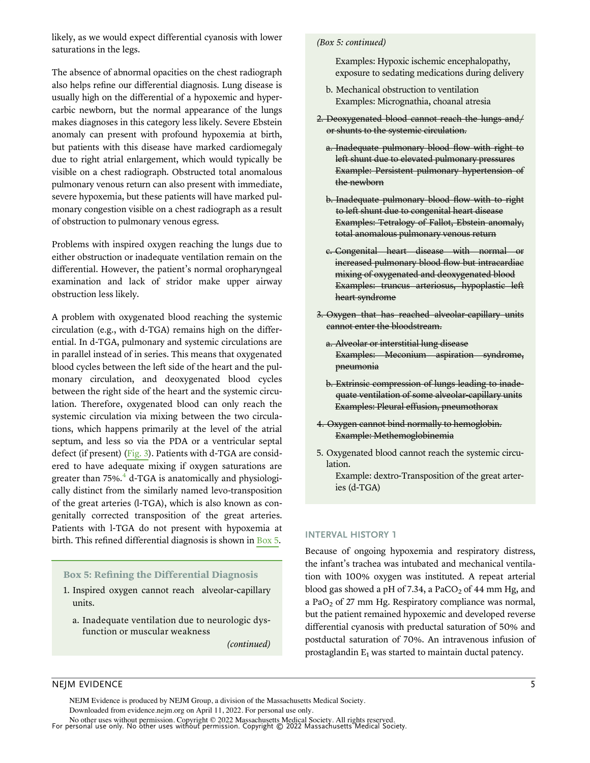likely, as we would expect differential cyanosis with lower saturations in the legs.

The absence of abnormal opacities on the chest radiograph also helps refine our differential diagnosis. Lung disease is usually high on the differential of a hypoxemic and hypercarbic newborn, but the normal appearance of the lungs makes diagnoses in this category less likely. Severe Ebstein anomaly can present with profound hypoxemia at birth, but patients with this disease have marked cardiomegaly due to right atrial enlargement, which would typically be visible on a chest radiograph. Obstructed total anomalous pulmonary venous return can also present with immediate, severe hypoxemia, but these patients will have marked pulmonary congestion visible on a chest radiograph as a result of obstruction to pulmonary venous egress.

Problems with inspired oxygen reaching the lungs due to either obstruction or inadequate ventilation remain on the differential. However, the patient's normal oropharyngeal examination and lack of stridor make upper airway obstruction less likely.

A problem with oxygenated blood reaching the systemic circulation (e.g., with d-TGA) remains high on the differential. In d-TGA, pulmonary and systemic circulations are in parallel instead of in series. This means that oxygenated blood cycles between the left side of the heart and the pulmonary circulation, and deoxygenated blood cycles between the right side of the heart and the systemic circulation. Therefore, oxygenated blood can only reach the systemic circulation via mixing between the two circulations, which happens primarily at the level of the atrial septum, and less so via the PDA or a ventricular septal defect (if present) (Fig. 3). Patients with d-TGA are considered to have adequate mixing if oxygen saturations are greater than 75%.[4] d-TGA is anatomically and physiologically distinct from the similarly named levo-transposition of the great arteries (l-TGA), which is also known as congenitally corrected transposition of the great arteries. Patients with l-TGA do not present with hypoxemia at birth. This refined differential diagnosis is shown in Box 5.

### Box 5: Refining the Differential Diagnosis

1. Inspired oxygen cannot reach alveolar-capillary units.
   - a. Inadequate ventilation due to neurologic dysfunction or muscular weakness
     Examples: Hypoxic ischemic encephalopathy, exposure to sedating medications during delivery
   - b. Mechanical obstruction to ventilation
     Examples: Micrognathia, choanal atresia
2. ~~Deoxygenated blood cannot reach the lungs and/or shunts to the systemic circulation.~~
   - ~~a. Inadequate pulmonary blood flow with right to left shunt due to elevated pulmonary pressures~~
     ~~Example: Persistent pulmonary hypertension of the newborn~~
   - ~~b. Inadequate pulmonary blood flow with to right to left shunt due to congenital heart disease~~
     ~~Examples: Tetralogy of Fallot, Ebstein anomaly, total anomalous pulmonary venous return~~
   - ~~c. Congenital heart disease with normal or increased pulmonary blood flow but intracardiac mixing of oxygenated and deoxygenated blood~~
     ~~Examples: truncus arteriosus, hypoplastic left heart syndrome~~
3. ~~Oxygen that has reached alveolar-capillary units cannot enter the bloodstream.~~
   - ~~a. Alveolar or interstitial lung disease~~
     ~~Examples: Meconium aspiration syndrome, pneumonia~~
   - ~~b. Extrinsic compression of lungs leading to inadequate ventilation of some alveolar-capillary units~~
     ~~Examples: Pleural effusion, pneumothorax~~
4. ~~Oxygen cannot bind normally to hemoglobin.~~
   ~~Example: Methemoglobinemia~~
5. Oxygenated blood cannot reach the systemic circulation.
   Example: dextro-Transposition of the great arteries (d-TGA)

## INTERVAL HISTORY 1

Because of ongoing hypoxemia and respiratory distress, the infant's trachea was intubated and mechanical ventilation with 100% oxygen was instituted. A repeat arterial blood gas showed a pH of 7.34, a $PaCO_2$ of 44 mm Hg, and a $PaO_2$ of 27 mm Hg. Respiratory compliance was normal, but the patient remained hypoxemic and developed reverse differential cyanosis with preductal saturation of 50% and postductal saturation of 70%. An intravenous infusion of prostaglandin $E_1$ was started to maintain ductal patency.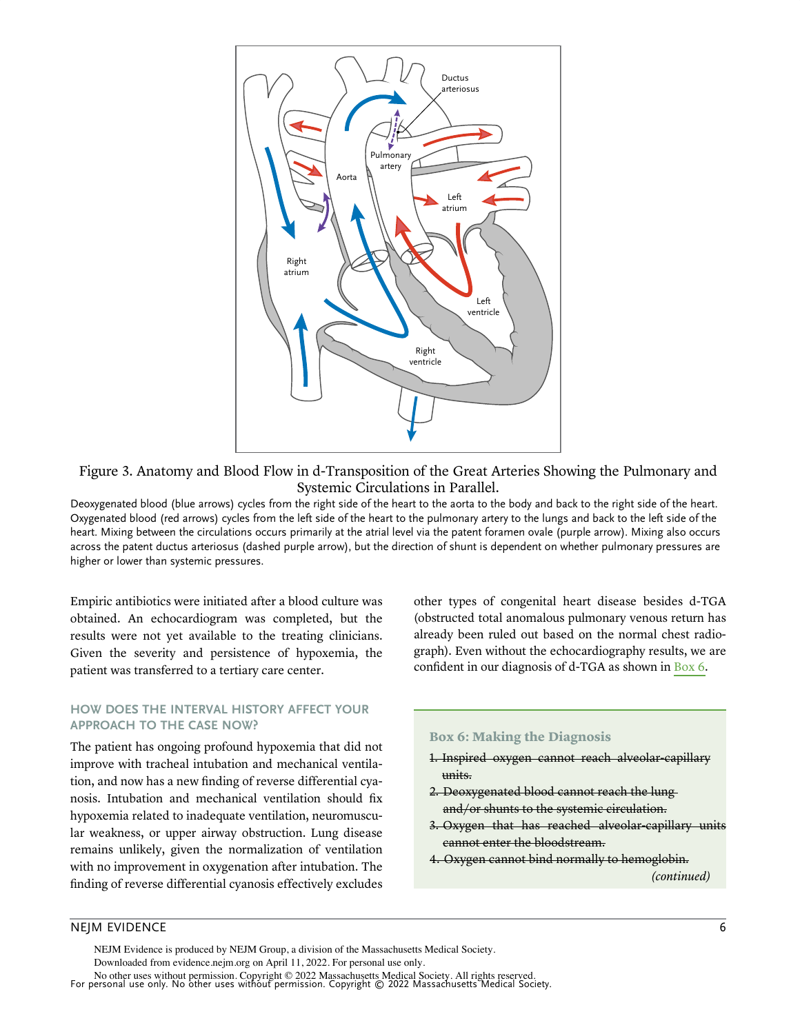Figure 3. Anatomy and Blood Flow in d-Transposition of the Great Arteries Showing the Pulmonary and Systemic Circulations in Parallel.

Deoxygenated blood (blue arrows) cycles from the right side of the heart to the aorta to the body and back to the right side of the heart. Oxygenated blood (red arrows) cycles from the left side of the heart to the pulmonary artery to the lungs and back to the left side of the heart. Mixing between the circulations occurs primarily at the atrial level via the patent foramen ovale (purple arrow). Mixing also occurs across the patent ductus arteriosus (dashed purple arrow), but the direction of shunt is dependent on whether pulmonary pressures are higher or lower than systemic pressures.

Empiric antibiotics were initiated after a blood culture was obtained. An echocardiogram was completed, but the results were not yet available to the treating clinicians. Given the severity and persistence of hypoxemia, the patient was transferred to a tertiary care center.

## HOW DOES THE INTERVAL HISTORY AFFECT YOUR APPROACH TO THE CASE NOW?

The patient has ongoing profound hypoxemia that did not improve with tracheal intubation and mechanical ventilation, and now has a new finding of reverse differential cyanosis. Intubation and mechanical ventilation should fix hypoxemia related to inadequate ventilation, neuromuscular weakness, or upper airway obstruction. Lung disease remains unlikely, given the normalization of ventilation with no improvement in oxygenation after intubation. The finding of reverse differential cyanosis effectively excludes other types of congenital heart disease besides d-TGA (obstructed total anomalous pulmonary venous return has already been ruled out based on the normal chest radiograph). Even without the echocardiography results, we are confident in our diagnosis of d-TGA as shown in Box 6.

**Box 6: Making the Diagnosis**

1. ~~Inspired oxygen cannot reach alveolar-capillary units.~~
2. ~~Deoxygenated blood cannot reach the lung and/or shunts to the systemic circulation.~~
3. ~~Oxygen that has reached alveolar-capillary units cannot enter the bloodstream.~~
4. ~~Oxygen cannot bind normally to hemoglobin.~~

*(continued)*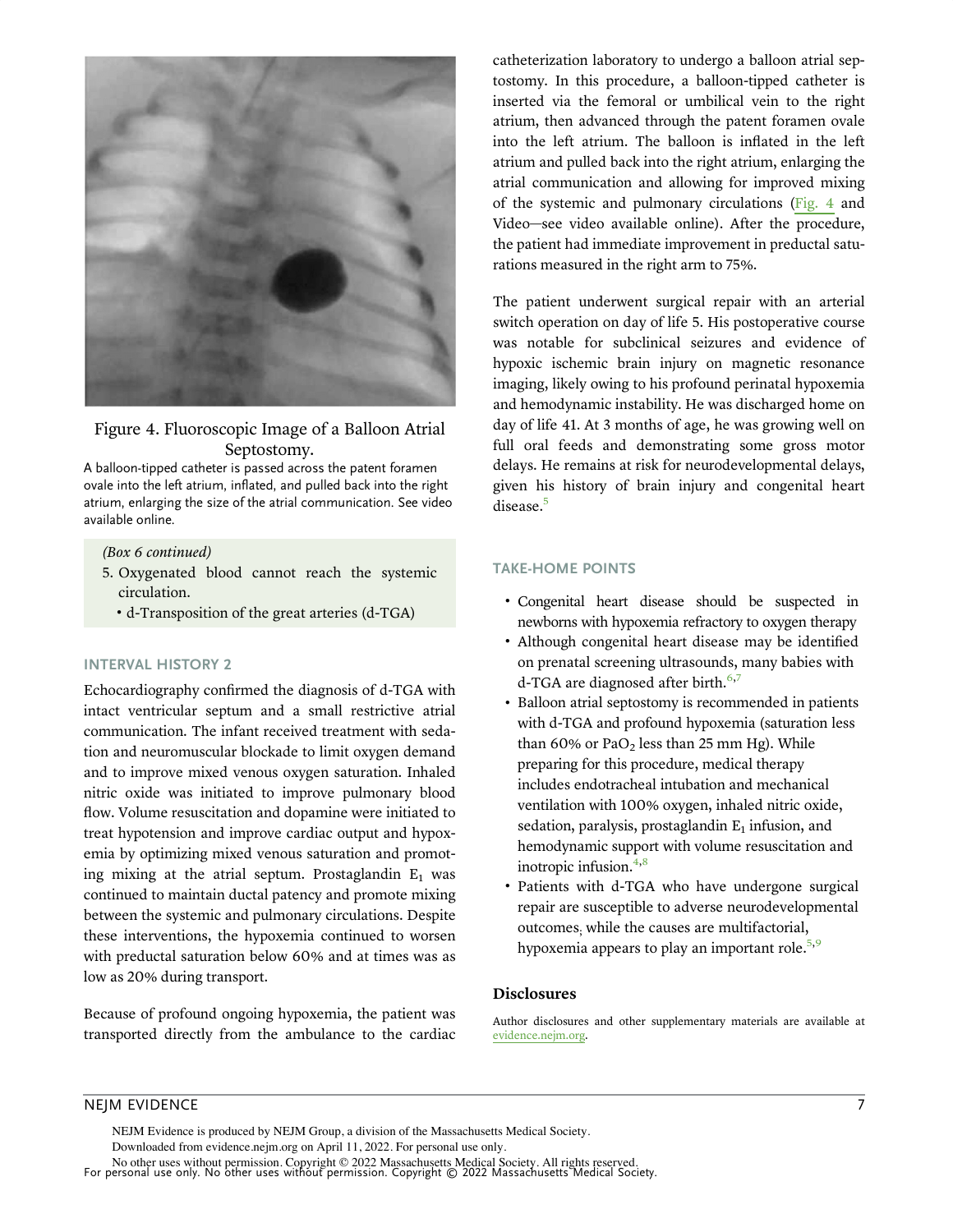Figure 4. Fluoroscopic Image of a Balloon Atrial Septostomy.

A balloon-tipped catheter is passed across the patent foramen ovale into the left atrium, inflated, and pulled back into the right atrium, enlarging the size of the atrial communication. See video available online.

*(Box 6 continued)*

5. Oxygenated blood cannot reach the systemic circulation.
   - d-Transposition of the great arteries (d-TGA)

### INTERVAL HISTORY 2

Echocardiography confirmed the diagnosis of d-TGA with intact ventricular septum and a small restrictive atrial communication. The infant received treatment with sedation and neuromuscular blockade to limit oxygen demand and to improve mixed venous oxygen saturation. Inhaled nitric oxide was initiated to improve pulmonary blood flow. Volume resuscitation and dopamine were initiated to treat hypotension and improve cardiac output and hypoxemia by optimizing mixed venous saturation and promoting mixing at the atrial septum. Prostaglandin $E_1$ was continued to maintain ductal patency and promote mixing between the systemic and pulmonary circulations. Despite these interventions, the hypoxemia continued to worsen with preductal saturation below 60% and at times was as low as 20% during transport.

Because of profound ongoing hypoxemia, the patient was transported directly from the ambulance to the cardiac catheterization laboratory to undergo a balloon atrial septostomy. In this procedure, a balloon-tipped catheter is inserted via the femoral or umbilical vein to the right atrium, then advanced through the patent foramen ovale into the left atrium. The balloon is inflated in the left atrium and pulled back into the right atrium, enlarging the atrial communication and allowing for improved mixing of the systemic and pulmonary circulations (Fig. 4 and Video—see video available online). After the procedure, the patient had immediate improvement in preductal saturations measured in the right arm to 75%.

The patient underwent surgical repair with an arterial switch operation on day of life 5. His postoperative course was notable for subclinical seizures and evidence of hypoxic ischemic brain injury on magnetic resonance imaging, likely owing to his profound perinatal hypoxemia and hemodynamic instability. He was discharged home on day of life 41. At 3 months of age, he was growing well on full oral feeds and demonstrating some gross motor delays. He remains at risk for neurodevelopmental delays, given his history of brain injury and congenital heart disease.[5]

### TAKE-HOME POINTS

- Congenital heart disease should be suspected in newborns with hypoxemia refractory to oxygen therapy
- Although congenital heart disease may be identified on prenatal screening ultrasounds, many babies with d-TGA are diagnosed after birth.[6,7]
- Balloon atrial septostomy is recommended in patients with d-TGA and profound hypoxemia (saturation less than 60% or $PaO_2$ less than 25 mm Hg). While preparing for this procedure, medical therapy includes endotracheal intubation and mechanical ventilation with 100% oxygen, inhaled nitric oxide, sedation, paralysis, prostaglandin $E_1$ infusion, and hemodynamic support with volume resuscitation and inotropic infusion.[4,8]
- Patients with d-TGA who have undergone surgical repair are susceptible to adverse neurodevelopmental outcomes; while the causes are multifactorial, hypoxemia appears to play an important role.[5,9]

## Disclosures

Author disclosures and other supplementary materials are available at evidence.nejm.org.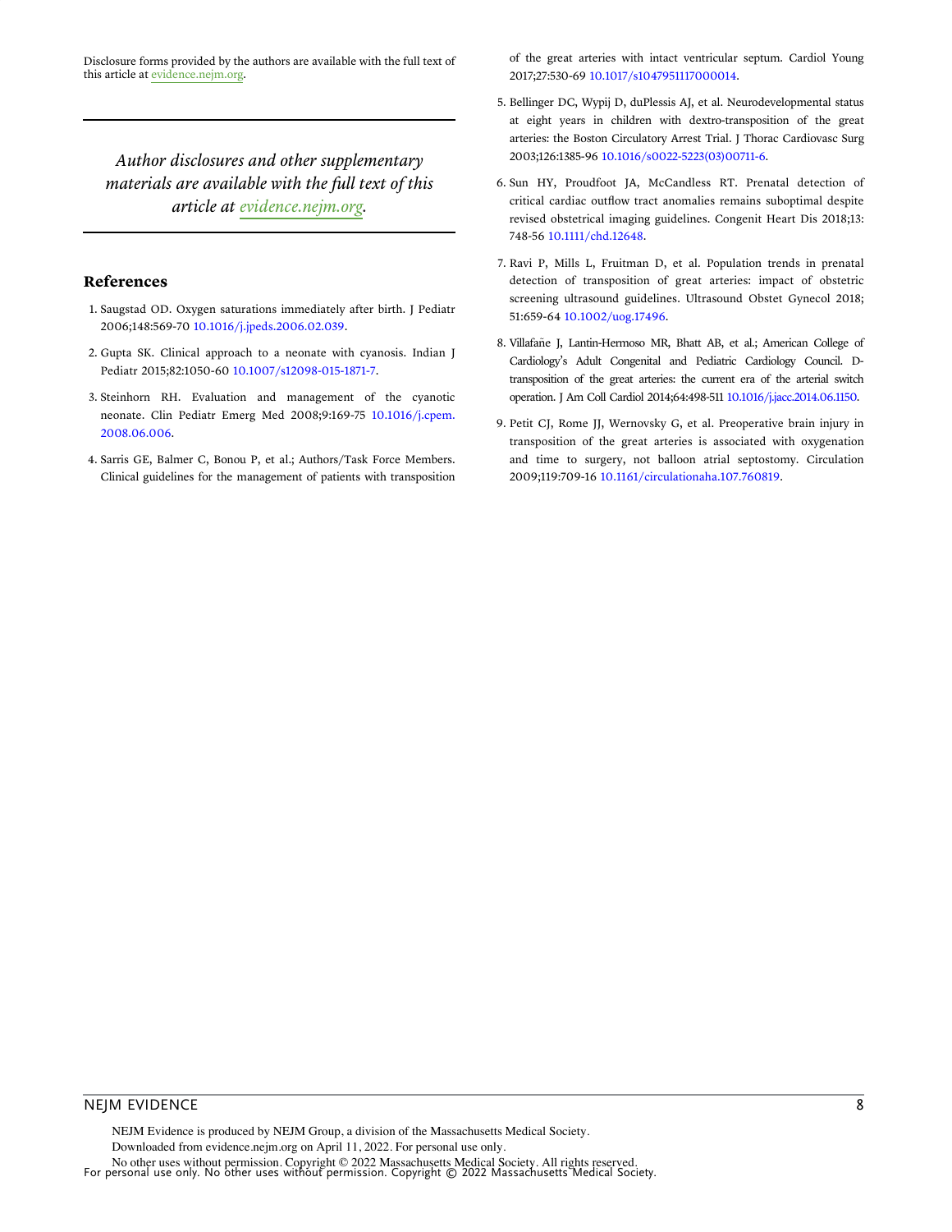Disclosure forms provided by the authors are available with the full text of this article at evidence.nejm.org.

*Author disclosures and other supplementary materials are available with the full text of this article at evidence.nejm.org.*

## References

1. Saugstad OD. Oxygen saturations immediately after birth. J Pediatr 2006;148:569-70 10.1016/j.jpeds.2006.02.039.
2. Gupta SK. Clinical approach to a neonate with cyanosis. Indian J Pediatr 2015;82:1050-60 10.1007/s12098-015-1871-7.
3. Steinhorn RH. Evaluation and management of the cyanotic neonate. Clin Pediatr Emerg Med 2008;9:169-75 10.1016/j.cpem.2008.06.006.
4. Sarris GE, Balmer C, Bonou P, et al.; Authors/Task Force Members. Clinical guidelines for the management of patients with transposition of the great arteries with intact ventricular septum. Cardiol Young 2017;27:530-69 10.1017/s1047951117000014.
5. Bellinger DC, Wypij D, duPlessis AJ, et al. Neurodevelopmental status at eight years in children with dextro-transposition of the great arteries: the Boston Circulatory Arrest Trial. J Thorac Cardiovasc Surg 2003;126:1385-96 10.1016/s0022-5223(03)00711-6.
6. Sun HY, Proudfoot JA, McCandless RT. Prenatal detection of critical cardiac outflow tract anomalies remains suboptimal despite revised obstetrical imaging guidelines. Congenit Heart Dis 2018;13:748-56 10.1111/chd.12648.
7. Ravi P, Mills L, Fruitman D, et al. Population trends in prenatal detection of transposition of great arteries: impact of obstetric screening ultrasound guidelines. Ultrasound Obstet Gynecol 2018;51:659-64 10.1002/uog.17496.
8. Villafañe J, Lantin-Hermoso MR, Bhatt AB, et al.; American College of Cardiology's Adult Congenital and Pediatric Cardiology Council. D-transposition of the great arteries: the current era of the arterial switch operation. J Am Coll Cardiol 2014;64:498-511 10.1016/j.jacc.2014.06.1150.
9. Petit CJ, Rome JJ, Wernovsky G, et al. Preoperative brain injury in transposition of the great arteries is associated with oxygenation and time to surgery, not balloon atrial septostomy. Circulation 2009;119:709-16 10.1161/circulationaha.107.760819.